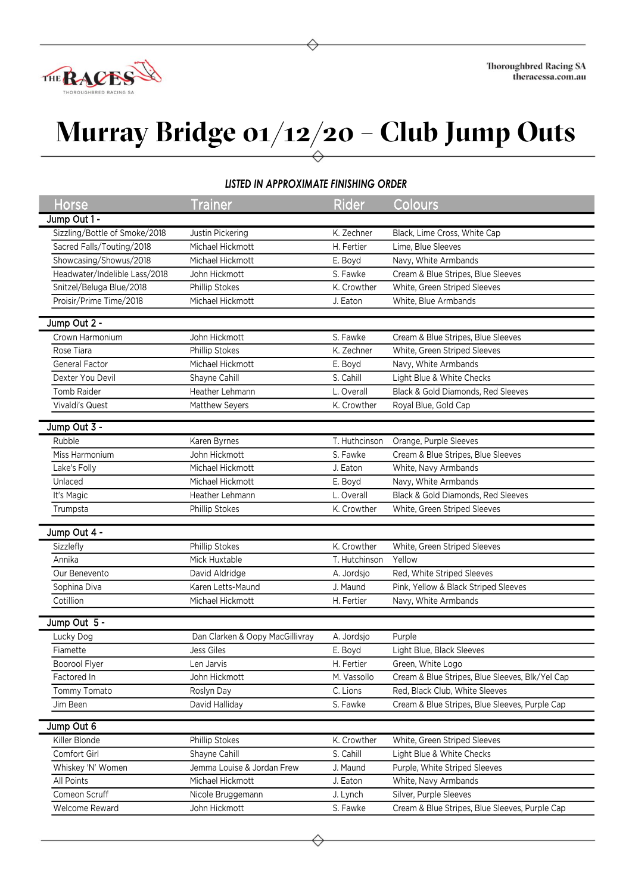THE RACES
THOROUGHBRED RACING SA

Thoroughbred Racing SA
theracessa.com.au

# Murray Bridge 01/12/20 – Club Jump Outs

***LISTED IN APPROXIMATE FINISHING ORDER***

| Horse | Trainer | Rider | Colours |
|---|---|---|---|
| **Jump Out 1 -** | | | |
| Sizzling/Bottle of Smoke/2018 | Justin Pickering | K. Zechner | Black, Lime Cross, White Cap |
| Sacred Falls/Touting/2018 | Michael Hickmott | H. Fertier | Lime, Blue Sleeves |
| Showcasing/Showus/2018 | Michael Hickmott | E. Boyd | Navy, White Armbands |
| Headwater/Indelible Lass/2018 | John Hickmott | S. Fawke | Cream & Blue Stripes, Blue Sleeves |
| Snitzel/Beluga Blue/2018 | Phillip Stokes | K. Crowther | White, Green Striped Sleeves |
| Proisir/Prime Time/2018 | Michael Hickmott | J. Eaton | White, Blue Armbands |
| **Jump Out 2 -** | | | |
| Crown Harmonium | John Hickmott | S. Fawke | Cream & Blue Stripes, Blue Sleeves |
| Rose Tiara | Phillip Stokes | K. Zechner | White, Green Striped Sleeves |
| General Factor | Michael Hickmott | E. Boyd | Navy, White Armbands |
| Dexter You Devil | Shayne Cahill | S. Cahill | Light Blue & White Checks |
| Tomb Raider | Heather Lehmann | L. Overall | Black & Gold Diamonds, Red Sleeves |
| Vivaldi's Quest | Matthew Seyers | K. Crowther | Royal Blue, Gold Cap |
| **Jump Out 3 -** | | | |
| Rubble | Karen Byrnes | T. Hutchinson | Orange, Purple Sleeves |
| Miss Harmonium | John Hickmott | S. Fawke | Cream & Blue Stripes, Blue Sleeves |
| Lake's Folly | Michael Hickmott | J. Eaton | White, Navy Armbands |
| Unlaced | Michael Hickmott | E. Boyd | Navy, White Armbands |
| It's Magic | Heather Lehmann | L. Overall | Black & Gold Diamonds, Red Sleeves |
| Trumpsta | Phillip Stokes | K. Crowther | White, Green Striped Sleeves |
| **Jump Out 4 -** | | | |
| Sizzlefly | Phillip Stokes | K. Crowther | White, Green Striped Sleeves |
| Annika | Mick Huxtable | T. Hutchinson | Yellow |
| Our Benevento | David Aldridge | A. Jordsjo | Red, White Striped Sleeves |
| Sophina Diva | Karen Letts-Maund | J. Maund | Pink, Yellow & Black Striped Sleeves |
| Cotillion | Michael Hickmott | H. Fertier | Navy, White Armbands |
| **Jump Out 5 -** | | | |
| Lucky Dog | Dan Clarken & Oopy MacGillivray | A. Jordsjo | Purple |
| Fiamette | Jess Giles | E. Boyd | Light Blue, Black Sleeves |
| Boorool Flyer | Len Jarvis | H. Fertier | Green, White Logo |
| Factored In | John Hickmott | M. Vassollo | Cream & Blue Stripes, Blue Sleeves, Blk/Yel Cap |
| Tommy Tomato | Roslyn Day | C. Lions | Red, Black Club, White Sleeves |
| Jim Been | David Halliday | S. Fawke | Cream & Blue Stripes, Blue Sleeves, Purple Cap |
| **Jump Out 6** | | | |
| Killer Blonde | Phillip Stokes | K. Crowther | White, Green Striped Sleeves |
| Comfort Girl | Shayne Cahill | S. Cahill | Light Blue & White Checks |
| Whiskey 'N' Women | Jemma Louise & Jordan Frew | J. Maund | Purple, White Striped Sleeves |
| All Points | Michael Hickmott | J. Eaton | White, Navy Armbands |
| Comeon Scruff | Nicole Bruggemann | J. Lynch | Silver, Purple Sleeves |
| Welcome Reward | John Hickmott | S. Fawke | Cream & Blue Stripes, Blue Sleeves, Purple Cap |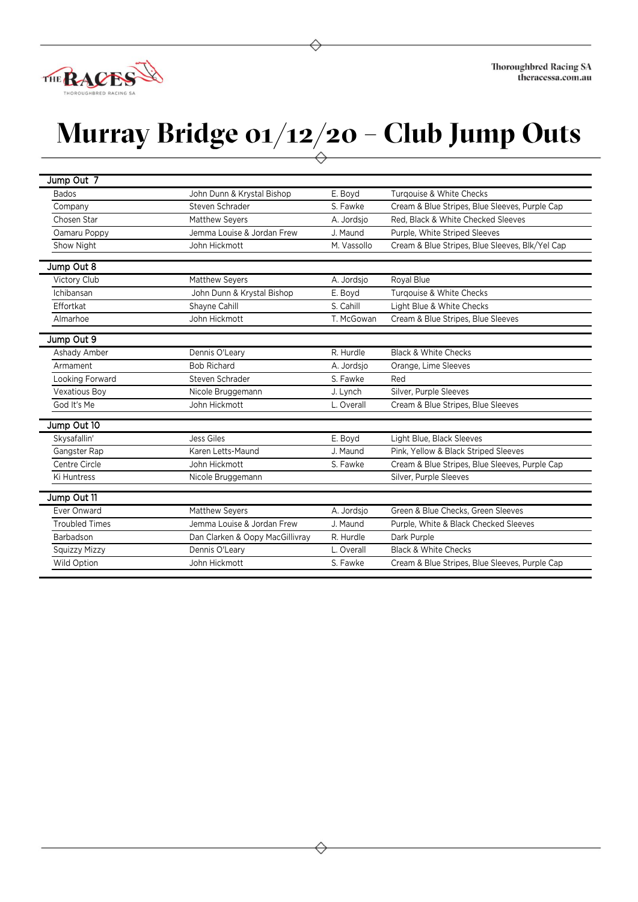# Murray Bridge 01/12/20 – Club Jump Outs

| Jump Out 7 | | | |
|---|---|---|---|
| Bados | John Dunn & Krystal Bishop | E. Boyd | Turqouise & White Checks |
| Company | Steven Schrader | S. Fawke | Cream & Blue Stripes, Blue Sleeves, Purple Cap |
| Chosen Star | Matthew Seyers | A. Jordsjo | Red, Black & White Checked Sleeves |
| Oamaru Poppy | Jemma Louise & Jordan Frew | J. Maund | Purple, White Striped Sleeves |
| Show Night | John Hickmott | M. Vassollo | Cream & Blue Stripes, Blue Sleeves, Blk/Yel Cap |

| Jump Out 8 | | | |
|---|---|---|---|
| Victory Club | Matthew Seyers | A. Jordsjo | Royal Blue |
| Ichibansan | John Dunn & Krystal Bishop | E. Boyd | Turqouise & White Checks |
| Effortkat | Shayne Cahill | S. Cahill | Light Blue & White Checks |
| Almarhoe | John Hickmott | T. McGowan | Cream & Blue Stripes, Blue Sleeves |

| Jump Out 9 | | | |
|---|---|---|---|
| Ashady Amber | Dennis O'Leary | R. Hurdle | Black & White Checks |
| Armament | Bob Richard | A. Jordsjo | Orange, Lime Sleeves |
| Looking Forward | Steven Schrader | S. Fawke | Red |
| Vexatious Boy | Nicole Bruggemann | J. Lynch | Silver, Purple Sleeves |
| God It's Me | John Hickmott | L. Overall | Cream & Blue Stripes, Blue Sleeves |

| Jump Out 10 | | | |
|---|---|---|---|
| Skysafallin' | Jess Giles | E. Boyd | Light Blue, Black Sleeves |
| Gangster Rap | Karen Letts-Maund | J. Maund | Pink, Yellow & Black Striped Sleeves |
| Centre Circle | John Hickmott | S. Fawke | Cream & Blue Stripes, Blue Sleeves, Purple Cap |
| Ki Huntress | Nicole Bruggemann | | Silver, Purple Sleeves |

| Jump Out 11 | | | |
|---|---|---|---|
| Ever Onward | Matthew Seyers | A. Jordsjo | Green & Blue Checks, Green Sleeves |
| Troubled Times | Jemma Louise & Jordan Frew | J. Maund | Purple, White & Black Checked Sleeves |
| Barbadson | Dan Clarken & Oopy MacGillivray | R. Hurdle | Dark Purple |
| Squizzy Mizzy | Dennis O'Leary | L. Overall | Black & White Checks |
| Wild Option | John Hickmott | S. Fawke | Cream & Blue Stripes, Blue Sleeves, Purple Cap |